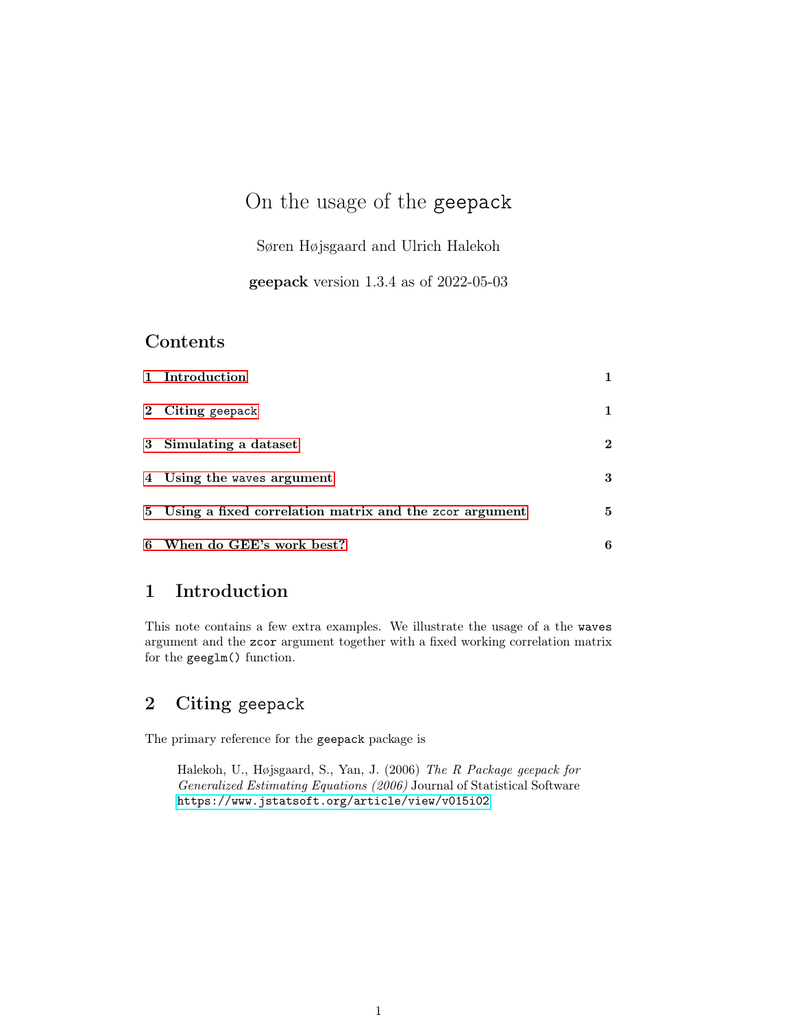# On the usage of the `geepack`

Søren Højsgaard and Ulrich Halekoh

**geepack** version 1.3.4 as of 2022-05-03

## Contents

1 Introduction 1

2 Citing `geepack` 1

3 Simulating a dataset 2

4 Using the `waves` argument 3

5 Using a fixed correlation matrix and the `zcor` argument 5

6 When do GEE's work best? 6

## 1 Introduction

This note contains a few extra examples. We illustrate the usage of a the `waves` argument and the `zcor` argument together with a fixed working correlation matrix for the `geeglm()` function.

## 2 Citing `geepack`

The primary reference for the `geepack` package is

> Halekoh, U., Højsgaard, S., Yan, J. (2006) *The R Package geepack for Generalized Estimating Equations (2006)* Journal of Statistical Software https://www.jstatsoft.org/article/view/v015i02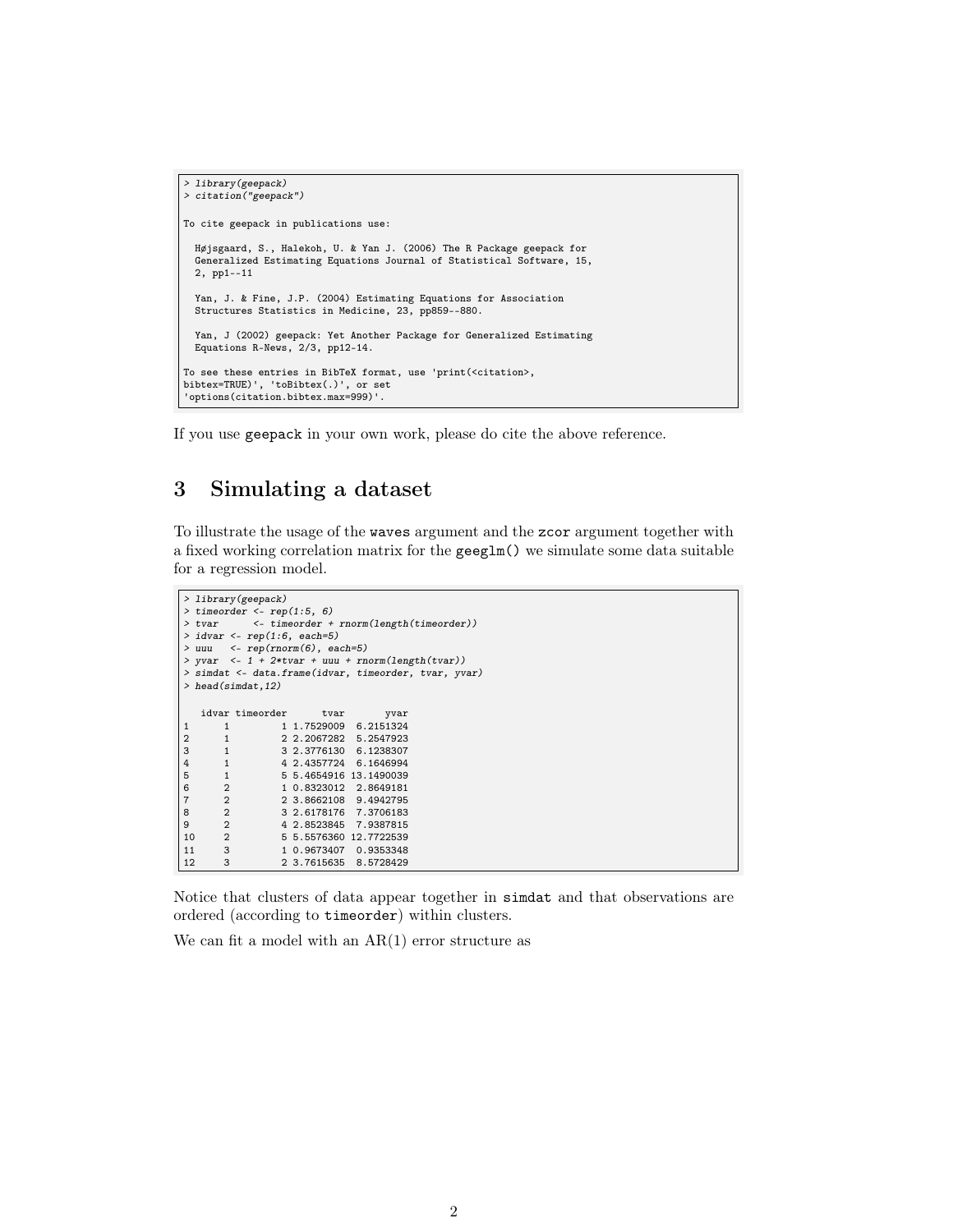```
> library(geepack)
> citation("geepack")

To cite geepack in publications use:

  Højsgaard, S., Halekoh, U. & Yan J. (2006) The R Package geepack for
  Generalized Estimating Equations Journal of Statistical Software, 15,
  2, pp1--11

  Yan, J. & Fine, J.P. (2004) Estimating Equations for Association
  Structures Statistics in Medicine, 23, pp859--880.

  Yan, J (2002) geepack: Yet Another Package for Generalized Estimating
  Equations R-News, 2/3, pp12-14.

To see these entries in BibTeX format, use 'print(<citation>,
bibtex=TRUE)', 'toBibtex(.)', or set
'options(citation.bibtex.max=999)'.
```

If you use `geepack` in your own work, please do cite the above reference.

## 3 Simulating a dataset

To illustrate the usage of the `waves` argument and the `zcor` argument together with a fixed working correlation matrix for the `geeglm()` we simulate some data suitable for a regression model.

```
> library(geepack)
> timeorder <- rep(1:5, 6)
> tvar      <- timeorder + rnorm(length(timeorder))
> idvar <- rep(1:6, each=5)
> uuu   <- rep(rnorm(6), each=5)
> yvar  <- 1 + 2*tvar + uuu + rnorm(length(tvar))
> simdat <- data.frame(idvar, timeorder, tvar, yvar)
> head(simdat,12)

   idvar timeorder      tvar       yvar
1      1         1 1.7529009  6.2151324
2      1         2 2.2067282  5.2547923
3      1         3 2.3776130  6.1238307
4      1         4 2.4357724  6.1646994
5      1         5 5.4654916 13.1490039
6      2         1 0.8323012  2.8649181
7      2         2 3.8662108  9.4942795
8      2         3 2.6178176  7.3706183
9      2         4 2.8523845  7.9387815
10     2         5 5.5576360 12.7722539
11     3         1 0.9673407  0.9353348
12     3         2 3.7615635  8.5728429
```

Notice that clusters of data appear together in `simdat` and that observations are ordered (according to `timeorder`) within clusters.

We can fit a model with an AR(1) error structure as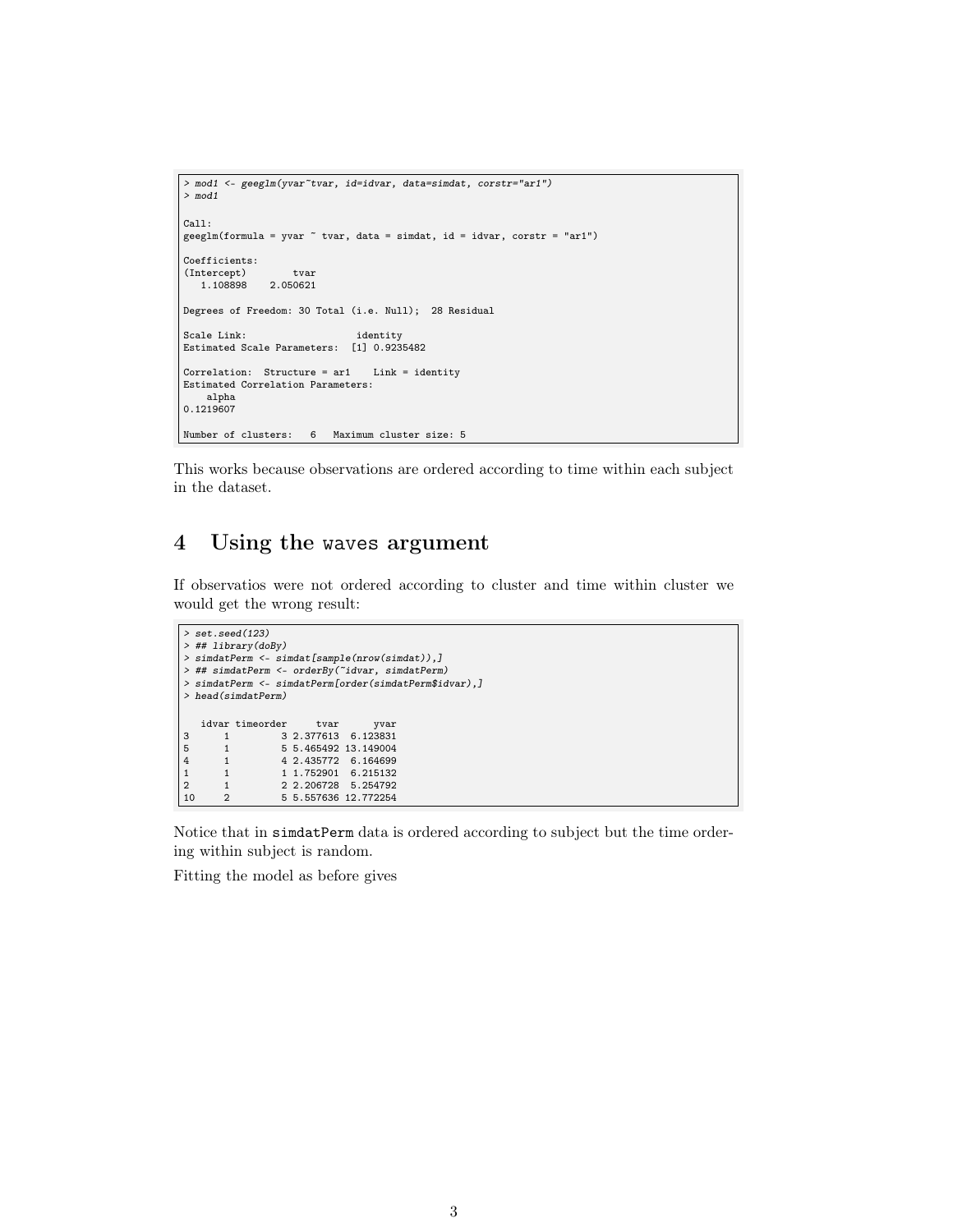```
> mod1 <- geeglm(yvar~tvar, id=idvar, data=simdat, corstr="ar1")
> mod1

Call:
geeglm(formula = yvar ~ tvar, data = simdat, id = idvar, corstr = "ar1")

Coefficients:
(Intercept)        tvar
   1.108898    2.050621

Degrees of Freedom: 30 Total (i.e. Null);  28 Residual

Scale Link:                   identity
Estimated Scale Parameters:  [1] 0.9235482

Correlation:  Structure = ar1    Link = identity
Estimated Correlation Parameters:
    alpha
0.1219607

Number of clusters:   6   Maximum cluster size: 5
```

This works because observations are ordered according to time within each subject in the dataset.

# 4 Using the waves argument

If observatios were not ordered according to cluster and time within cluster we would get the wrong result:

```
> set.seed(123)
> ## library(doBy)
> simdatPerm <- simdat[sample(nrow(simdat)),]
> ## simdatPerm <- orderBy(~idvar, simdatPerm)
> simdatPerm <- simdatPerm[order(simdatPerm$idvar),]
> head(simdatPerm)

   idvar timeorder     tvar      yvar
3      1         3 2.377613  6.123831
5      1         5 5.465492 13.149004
4      1         4 2.435772  6.164699
1      1         1 1.752901  6.215132
2      1         2 2.206728  5.254792
10     2         5 5.557636 12.772254
```

Notice that in simdatPerm data is ordered according to subject but the time ordering within subject is random.

Fitting the model as before gives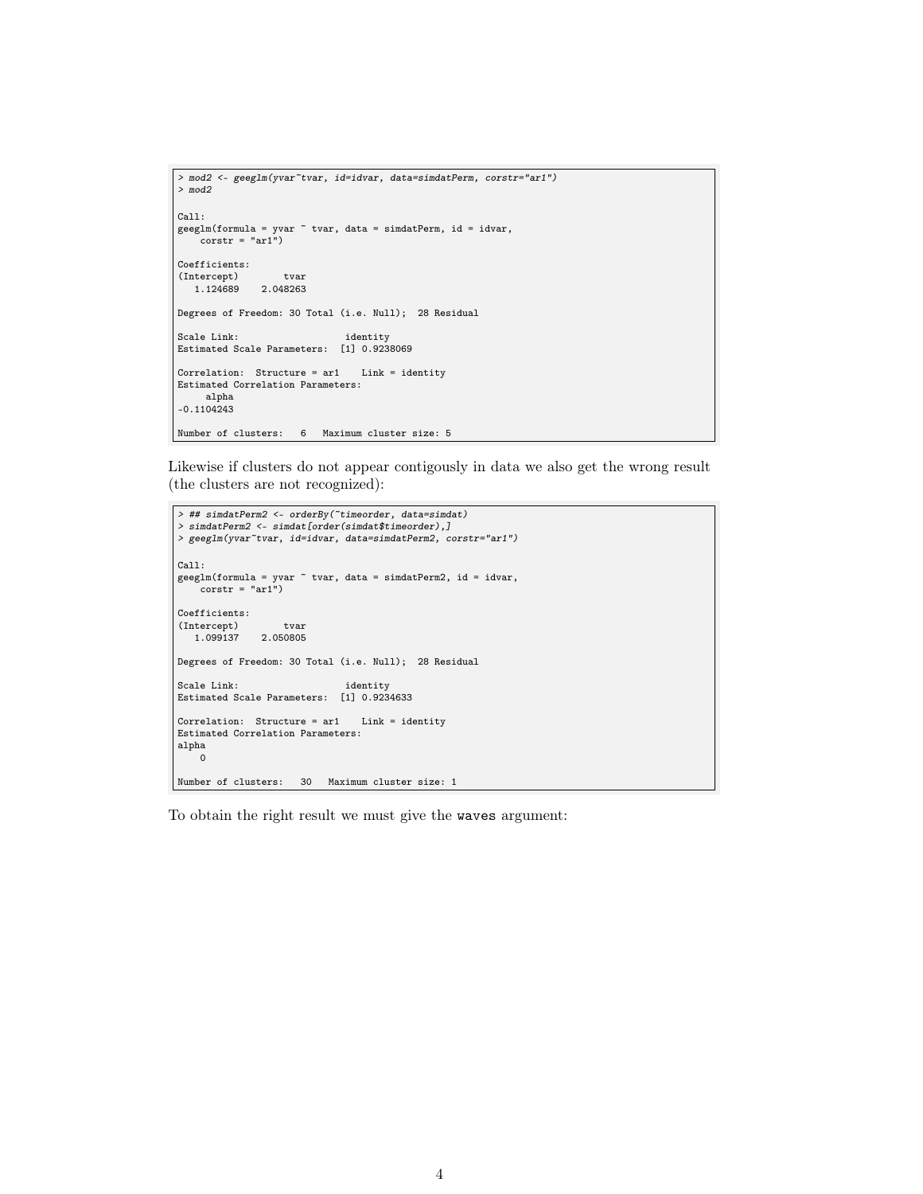```
> mod2 <- geeglm(yvar~tvar, id=idvar, data=simdatPerm, corstr="ar1")
> mod2

Call:
geeglm(formula = yvar ~ tvar, data = simdatPerm, id = idvar,
    corstr = "ar1")

Coefficients:
(Intercept)        tvar
   1.124689    2.048263

Degrees of Freedom: 30 Total (i.e. Null);  28 Residual

Scale Link:                   identity
Estimated Scale Parameters:  [1] 0.9238069

Correlation:  Structure = ar1    Link = identity
Estimated Correlation Parameters:
     alpha
-0.1104243

Number of clusters:   6   Maximum cluster size: 5
```

Likewise if clusters do not appear contigously in data we also get the wrong result (the clusters are not recognized):

```
> ## simdatPerm2 <- orderBy(~timeorder, data=simdat)
> simdatPerm2 <- simdat[order(simdat$timeorder),]
> geeglm(yvar~tvar, id=idvar, data=simdatPerm2, corstr="ar1")

Call:
geeglm(formula = yvar ~ tvar, data = simdatPerm2, id = idvar,
    corstr = "ar1")

Coefficients:
(Intercept)        tvar
   1.099137    2.050805

Degrees of Freedom: 30 Total (i.e. Null);  28 Residual

Scale Link:                   identity
Estimated Scale Parameters:  [1] 0.9234633

Correlation:  Structure = ar1    Link = identity
Estimated Correlation Parameters:
alpha
    0

Number of clusters:   30   Maximum cluster size: 1
```

To obtain the right result we must give the `waves` argument: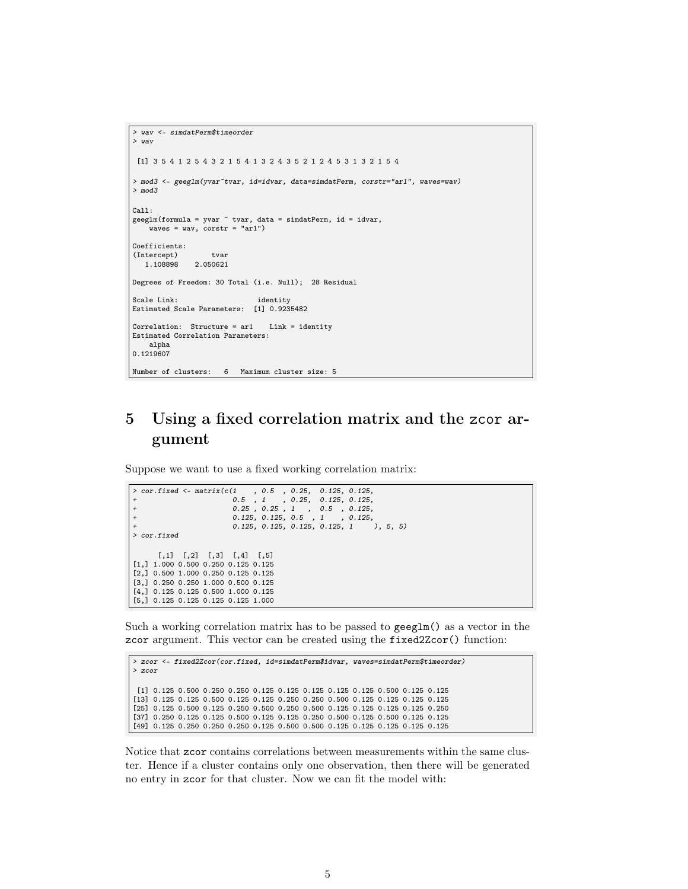```
> wav <- simdatPerm$timeorder
> wav

 [1] 3 5 4 1 2 5 4 3 2 1 5 4 1 3 2 4 3 5 2 1 2 4 5 3 1 3 2 1 5 4

> mod3 <- geeglm(yvar~tvar, id=idvar, data=simdatPerm, corstr="ar1", waves=wav)
> mod3

Call:
geeglm(formula = yvar ~ tvar, data = simdatPerm, id = idvar,
    waves = wav, corstr = "ar1")

Coefficients:
(Intercept)        tvar
   1.108898    2.050621

Degrees of Freedom: 30 Total (i.e. Null);  28 Residual

Scale Link:                   identity
Estimated Scale Parameters:  [1] 0.9235482

Correlation:  Structure = ar1    Link = identity
Estimated Correlation Parameters:
    alpha
0.1219607

Number of clusters:   6   Maximum cluster size: 5
```

## 5 Using a fixed correlation matrix and the zcor argument

Suppose we want to use a fixed working correlation matrix:

```
> cor.fixed <- matrix(c(1    , 0.5  , 0.25,  0.125, 0.125,
+                      0.5  , 1    , 0.25,  0.125, 0.125,
+                      0.25 , 0.25 , 1   ,  0.5  , 0.125,
+                      0.125, 0.125, 0.5  , 1    , 0.125,
+                      0.125, 0.125, 0.125, 0.125, 1     ), 5, 5)
> cor.fixed

      [,1]  [,2]  [,3]  [,4]  [,5]
[1,] 1.000 0.500 0.250 0.125 0.125
[2,] 0.500 1.000 0.250 0.125 0.125
[3,] 0.250 0.250 1.000 0.500 0.125
[4,] 0.125 0.125 0.500 1.000 0.125
[5,] 0.125 0.125 0.125 0.125 1.000
```

Such a working correlation matrix has to be passed to `geeglm()` as a vector in the `zcor` argument. This vector can be created using the `fixed2Zcor()` function:

```
> zcor <- fixed2Zcor(cor.fixed, id=simdatPerm$idvar, waves=simdatPerm$timeorder)
> zcor

 [1] 0.125 0.500 0.250 0.250 0.125 0.125 0.125 0.125 0.125 0.500 0.125 0.125
[13] 0.125 0.125 0.500 0.125 0.125 0.250 0.250 0.500 0.125 0.125 0.125 0.125
[25] 0.125 0.500 0.125 0.250 0.500 0.250 0.500 0.125 0.125 0.125 0.125 0.250
[37] 0.250 0.125 0.125 0.500 0.125 0.125 0.250 0.500 0.125 0.500 0.125 0.125
[49] 0.125 0.250 0.250 0.250 0.125 0.500 0.500 0.125 0.125 0.125 0.125 0.125
```

Notice that `zcor` contains correlations between measurements within the same cluster. Hence if a cluster contains only one observation, then there will be generated no entry in `zcor` for that cluster. Now we can fit the model with: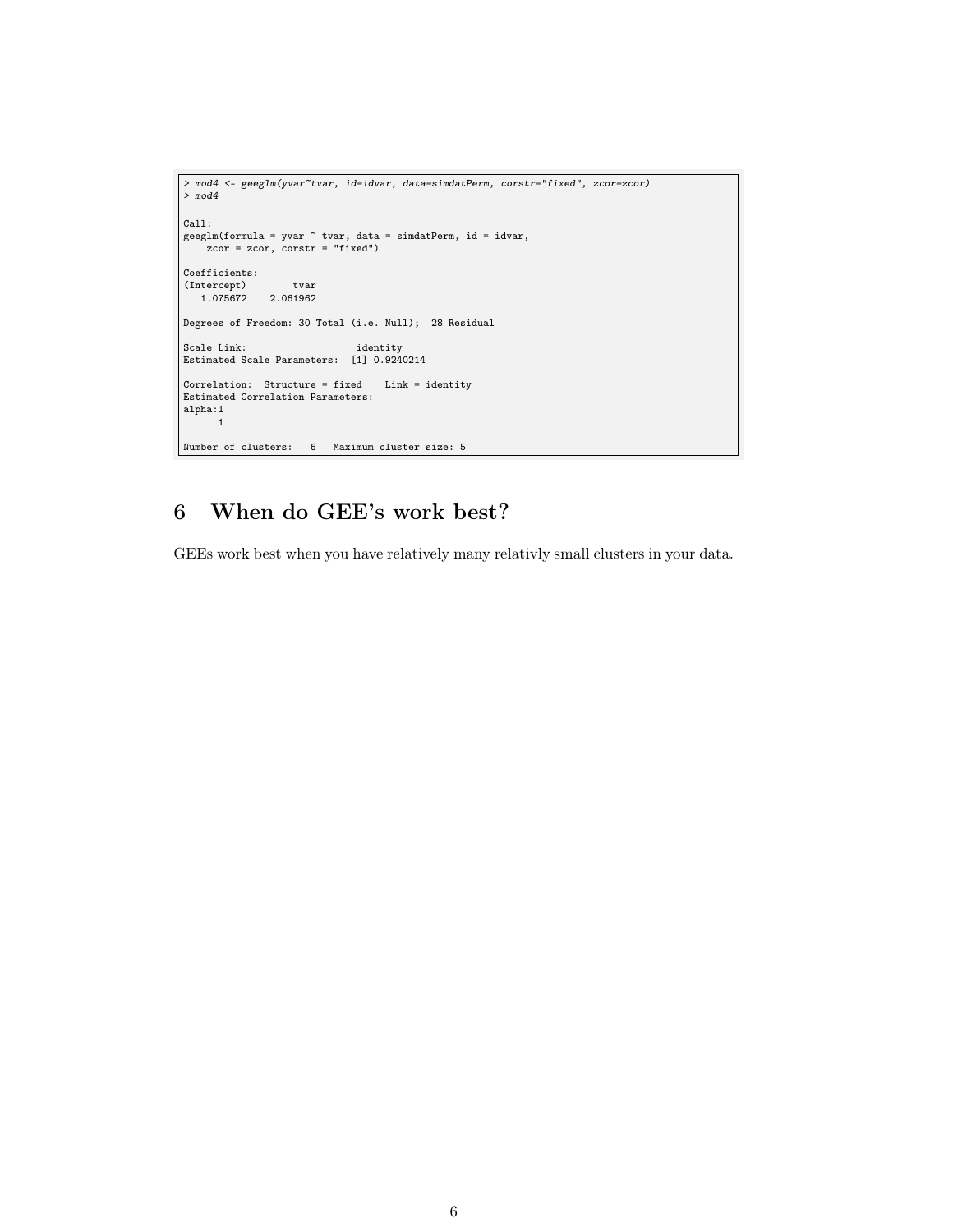```
> mod4 <- geeglm(yvar~tvar, id=idvar, data=simdatPerm, corstr="fixed", zcor=zcor)
> mod4

Call:
geeglm(formula = yvar ~ tvar, data = simdatPerm, id = idvar,
    zcor = zcor, corstr = "fixed")

Coefficients:
(Intercept)        tvar
   1.075672    2.061962

Degrees of Freedom: 30 Total (i.e. Null);  28 Residual

Scale Link:                   identity
Estimated Scale Parameters:  [1] 0.9240214

Correlation:  Structure = fixed    Link = identity
Estimated Correlation Parameters:
alpha:1
      1

Number of clusters:   6   Maximum cluster size: 5
```

## 6 When do GEE's work best?

GEEs work best when you have relatively many relativly small clusters in your data.